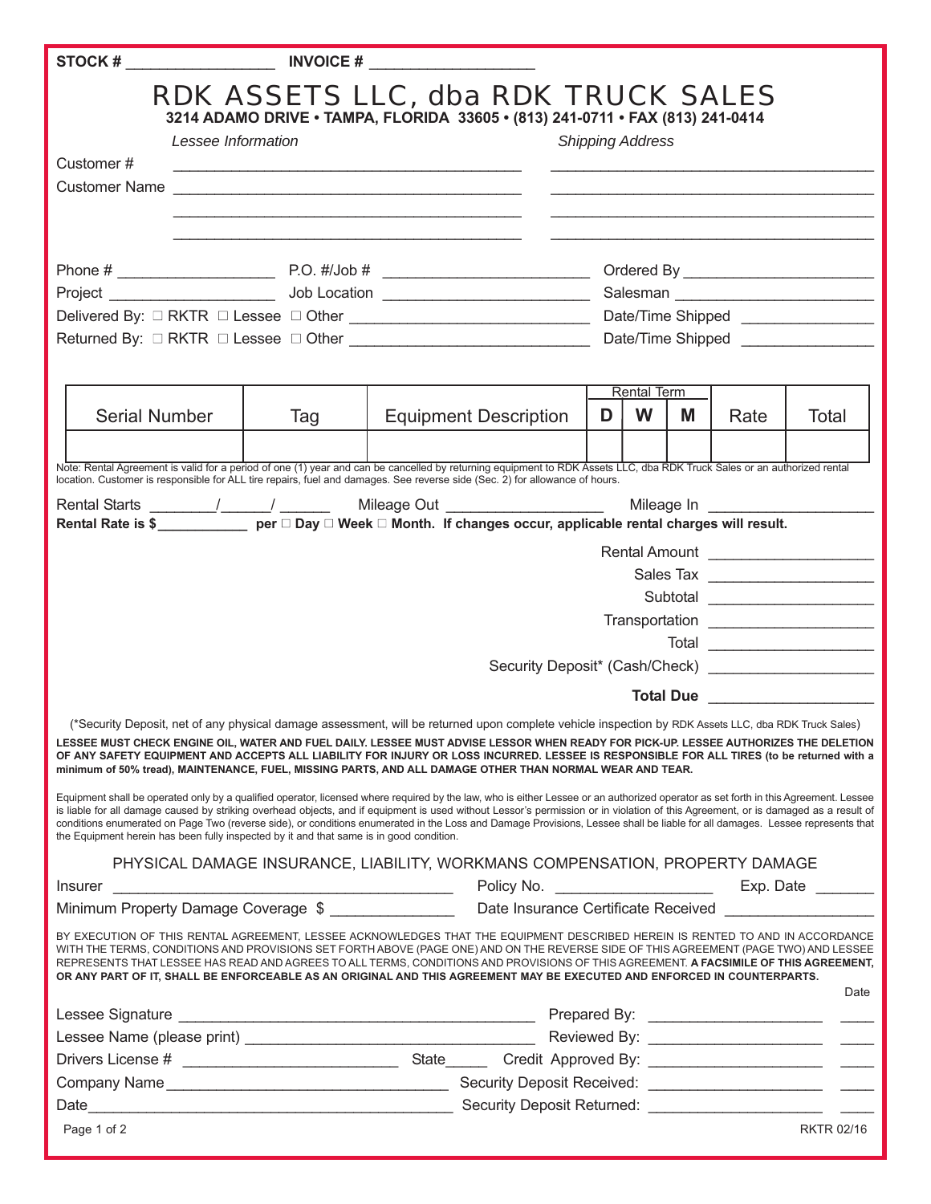**STOCK #** _________________ **INVOICE #** ___________________

# RDK ASSETS LLC, dba RDK TRUCK SALES

**3214 ADAMO DRIVE • TAMPA, FLORIDA 33605 • (813) 241-0711 • FAX (813) 241-0414**

*Lessee Information* | *Shipping Address*

Customer # ________________________________________ ________________________________________

Customer Name ________________________________________ ________________________________________

________________________________________ ________________________________________

________________________________________ ________________________________________

Phone # __________________ P.O. #/Job # ________________________ Ordered By ______________________

Project ___________________ Job Location ________________________ Salesman ________________________

Delivered By: ☐ RKTR ☐ Lessee ☐ Other ___________________________ Date/Time Shipped _______________

Returned By: ☐ RKTR ☐ Lessee ☐ Other ___________________________ Date/Time Shipped _______________

| Serial Number | Tag | Equipment Description | Rental Term D | W | M | Rate | Total |
|---|---|---|---|---|---|---|---|
| | | | | | | | |

Note: Rental Agreement is valid for a period of one (1) year and can be cancelled by returning equipment to RDK Assets LLC, dba RDK Truck Sales or an authorized rental location. Customer is responsible for ALL tire repairs, fuel and damages. See reverse side (Sec. 2) for allowance of hours.

Rental Starts ________/______/ ______ Mileage Out __________________ Mileage In ___________________

**Rental Rate is $___________ per ☐ Day ☐ Week ☐ Month. If changes occur, applicable rental charges will result.**

Rental Amount ___________________

Sales Tax ___________________

Subtotal ___________________

Transportation ___________________

Total ___________________

Security Deposit* (Cash/Check) ___________________

**Total Due** ___________________

(*Security Deposit, net of any physical damage assessment, will be returned upon complete vehicle inspection by RDK Assets LLC, dba RDK Truck Sales)

**LESSEE MUST CHECK ENGINE OIL, WATER AND FUEL DAILY. LESSEE MUST ADVISE LESSOR WHEN READY FOR PICK-UP. LESSEE AUTHORIZES THE DELETION OF ANY SAFETY EQUIPMENT AND ACCEPTS ALL LIABILITY FOR INJURY OR LOSS INCURRED. LESSEE IS RESPONSIBLE FOR ALL TIRES (to be returned with a minimum of 50% tread), MAINTENANCE, FUEL, MISSING PARTS, AND ALL DAMAGE OTHER THAN NORMAL WEAR AND TEAR.**

Equipment shall be operated only by a qualified operator, licensed where required by the law, who is either Lessee or an authorized operator as set forth in this Agreement. Lessee is liable for all damage caused by striking overhead objects, and if equipment is used without Lessor's permission or in violation of this Agreement, or is damaged as a result of conditions enumerated on Page Two (reverse side), or conditions enumerated in the Loss and Damage Provisions, Lessee shall be liable for all damages. Lessee represents that the Equipment herein has been fully inspected by it and that same is in good condition.

## PHYSICAL DAMAGE INSURANCE, LIABILITY, WORKMANS COMPENSATION, PROPERTY DAMAGE

Insurer ________________________________________ Policy No. __________________ Exp. Date _______

Minimum Property Damage Coverage $ ______________ Date Insurance Certificate Received _________________

BY EXECUTION OF THIS RENTAL AGREEMENT, LESSEE ACKNOWLEDGES THAT THE EQUIPMENT DESCRIBED HEREIN IS RENTED TO AND IN ACCORDANCE WITH THE TERMS, CONDITIONS AND PROVISIONS SET FORTH ABOVE (PAGE ONE) AND ON THE REVERSE SIDE OF THIS AGREEMENT (PAGE TWO) AND LESSEE REPRESENTS THAT LESSEE HAS READ AND AGREES TO ALL TERMS, CONDITIONS AND PROVISIONS OF THIS AGREEMENT. **A FACSIMILE OF THIS AGREEMENT, OR ANY PART OF IT, SHALL BE ENFORCEABLE AS AN ORIGINAL AND THIS AGREEMENT MAY BE EXECUTED AND ENFORCED IN COUNTERPARTS.**

Lessee Signature ________________________________________ Prepared By: ____________________ Date ____

Lessee Name (please print) _________________________________ Reviewed By: ____________________ ____

Drivers License # ________________________ State_____ Credit Approved By: ____________________ ____

Company Name ________________________________ Security Deposit Received: ____________________ ____

Date________________________________________ Security Deposit Returned: ____________________ ____

RKTR 02/16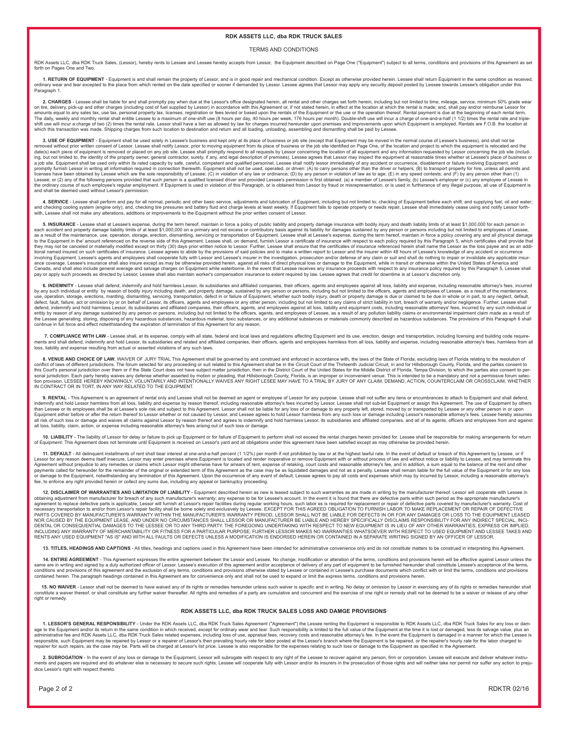## RDK ASSETS LLC, dba RDK TRUCK SALES

### TERMS AND CONDITIONS

RDK Assets LLC, dba RDK Truck Sales, (Lessor), hereby rents to Lessee and Lessee hereby accepts from Lessor, the Equipment described on Page One ("Equipment") subject to all terms, conditions and provisions of this Agreement as set forth on Pages One and Two.

**1. RETURN OF EQUIPMENT** - Equipment is and shall remain the property of Lessor, and is in good repair and mechanical condition. Except as otherwise provided herein. Lessee shall return Equipment in the same condition as received, ordinary wear and tear excepted to the place from which rented on the date specified or sooner if demanded by Lessor. Lessee agrees that Lessor may apply any security deposit posted by Lessee towards Lessee's obligation under this Paragraph 1.

**2. CHARGES** - Lessee shall be liable for and shall promptly pay when due at the Lessor's office designated herein, all rental and other charges set forth herein, including but not limited to time, mileage, service, minimum 50% grade wear on tire, delivery, pick-up and other charges (including cost of fuel supplied by Lessor) in accordance with this Agreement or, if not stated herein, in effect at the location at which the rental is made; and, shall pay and/or reimburse Lessor for amounts equal to any sales tax, use tax, personal property tax, licenses, registration or fees levied or based upon the rentals of the Equipment or the use or the operation thereof. Rental payment is due at the beginning of each rental term. The daily, weekly and monthly rental shall entitle Lessee to a maximum of one-shift use (8 hours per day, 40 hours per week, 176 hours per month). Double-shift use will incur a charge of one-and-a-half (1 1/2) times the rental rate and triple-shift use will incur a charge of two (2) times the rental rate. Lessor shall have a lien as allowed by law for charges incurred hereunder upon premises and improvements upon which Equipment is employed. Rentals are F.O.B. the location at which this transaction was made. Shipping charges from such location to destination and return and all loading, unloading, assembling and dismantling shall be paid by Lessee.

**3. USE OF EQUIPMENT** - Equipment shall be used solely in Lessee's business and kept only at its place of business or job site (except that Equipment may be moved in the normal course of Lessee's business), and shall not be removed without prior written consent of Lessor. Lessee shall notify Lessor, prior to moving equipment from its place of business or the job site identified on Page One, of the location and project to which the equipment is relocated and the date(s) each piece of equipment is removed or placed on any job site. Lessee shall promptly respond to all requests by Lessor concerning the location of all equipment and any information requested by Lessor concerning the job site (including, but not limited to, the identity of the property owner, general contractor, surety, if any, and legal description of premises). Lessee agrees that Lessor may inspect the equipment at reasonable times whether at Lessee's place of business or a job site. Equipment shall be used only within its rated capacity by safe, careful, competent and qualified personnel. Lessee shall notify lessor immediately of any accident or occurrence, disablement or failure involving Equipment, and promptly furnish Lessor in writing all information required in connection therewith. Equipment shall not be used, operated, or driven: (A) to carry persons other than the driver or helpers; (B) to transport property for hire, unless all permits and licenses have been obtained by Lessee which are the sole responsibility of Lessee; (C) in violation of any law or ordinance; (D) by any person in violation of law to age; (E) in any speed contests; and (F) by any person other than (1) Lessee; or (2) any of the following persons provided that such person is a qualified licensed driver and provided Lessee's permission is first obtained: (a) a member of Lessee's family, (b) Lessee's employer or (c) any employee of Lessee in the ordinary course of such employee's regular employment. If Equipment is used in violation of this Paragraph, or is obtained from Lessor by fraud or misrepresentation, or is used in furtherance of any illegal purpose, all use of Equipment is and shall be deemed used without Lessor's permission.

**4. SERVICE** - Lessee shall perform and pay for all normal, periodic and other basic service, adjustments and lubrication of Equipment, including but not limited to; checking of Equipment before each shift; and supplying fuel, oil and water; and checking cooling system (engine only); and, checking tire pressures and battery fluid and charge levels at least weekly. If Equipment fails to operate properly or needs repair, Lessee shall immediately cease using and notify Lessor forthwith, Lessee shall not make any alterations, additions or improvements to the Equipment without the prior written consent of Lessor.

**5. INSURANCE** - Lessee shall at Lessee's expense, during the term hereof, maintain in force a policy of public liability and property damage insurance with bodily injury and death liability limits of at least $1,000,000 for each person in each accident and property damage liability limits of at least $1,000,000 on a primary and not excess or contributory basis against its liability for damages sustained by any person or persons including but not limited to employees of Lessee, as a result of the maintenance, use, operation, storage, erection, dismantling, servicing or transportation of Equipment. Lessee shall at Lessee's expense, during the term hereof, maintain in force a policy covering any and all physical damage to the Equipment in the' amount referenced on the reverse side of this Agreement. Lessee shall, on demand, furnish Lessor a certificate of insurance with respect to each policy required by this Paragraph 5, which certificates shall provide that they may not be canceled or materially modified except on thirty (30) days prior written notice to Lessor. Further, Lessee shall ensure that the certificates of insurance referenced herein shall name the Lessor as the loss payee and as an additional named insured on such certificates of insurance. Lessee agrees to abide by the provisions of said policies and to make a written report to Lessor and the insurer within 48 hours of Lessee's knowledge of any accident or occurrence involving Equipment. Lessee's agents and employees shall cooperate fully with Lessor and Lessee's insurer in the investigation, prosecution and/or defense of any claim or suit and shall do nothing to impair or invalidate any applicable insurance coverage. Lessee's insurance shall also insure except as may be otherwise provided herein, against all risks of direct physical loss or damage to the Equipment, while in transit or otherwise within the United States of America and Canada, and shall also include general average and salvage charges on Equipment while waterborne. In the event that Lessee receives any insurance proceeds with respect to any insurance policy required by this Paragraph 5, Lessee shall pay or apply such proceeds as directed by Lessor, Lessee shall also maintain worker's compensation insurance to extent required by law. Lessee agrees that credit for downtime is at Lessor's discretion only.

**6. INDEMNITY** - Lessee shall defend, indemnify and hold harmless Lessor, its subsidiaries and affiliated companies, their officers, agents and employees against all loss, liability and expense, including reasonable attorney's fees, incurred by any such individual or entity by reason of bodily injury including death, and property damage, sustained by any person or persons, including but not limited to the officers, agents and employees of Lessee, as a result of the maintenance, use, operation, storage, erections, mantling, dismantling, servicing, transportation, defect in or failure of Equipment, whether such bodily injury, death or property damage is due or claimed to be due in whole or in part, to any neglect, default, defect, fault, failure, act or omission by or on behalf of Lessor, its officers, agents and employees or any other person, including but not limited to any claims of strict liability in tort, breach of warranty and/or negligence. Further, Lessee shall defend, indemnify and hold harmless Lessor, its subsidiaries and affiliated companies, their officers, agents, and employees against all loss, liability and equipment costs, including reasonable attorneys' fees, incurred by any such individual or entity by reason of any damage sustained by any person or persons, including but not limited to the officers, agents, and employees of Lessee, as a result of any pollution liability claims or environmental impairment claim made as a result of the Lessee generating, storing, disposing of any hazardous substances, hazardous material, toxic substances, or any additional substances or materials commonly described as hazardous substances. The provisions of this Paragraph 6 shall continue in full force and effect notwithstanding the expiration of termination of this Agreement for any reason.

**7. COMPLIANCE WITH LAW** - Lessee shall, at its expense, comply with all state, federal and local laws and regulations affecting Equipment and its use, erection, design and transportation, including licensing and building code requirements and shall defend, indemnify and hold Lessor, its subsidiaries and related and affiliated companies, their officers, agents and employees harmless from all loss, liability and expense, including reasonable attorney's fees, harmless from all loss, liability and expense resulting from actual or asserted violations of any such laws.

**8. VENUE AND CHOICE OF LAW**; WAIVER OF JURY TRIAL This Agreement shall be governed by and construed and enforced in accordance with, the laws of the State of Florida, excluding laws of Florida relating to the resolution of conflict of laws of different jurisdictions. The forum selected for any proceeding or suit related to this Agreement shall be in the Circuit Court of the Thirteenth Judicial Circuit, in and for Hillsborough County, Florida, and the parties consent to this Court's personal jurisdiction over them or if the State Court does not have subject matter jurisdiction, then in the District Court of the United States for the Middle District of Florida, Tampa Division, to which the parties also consent to personal jurisdiction. Each party hereby waives any defense whether asserted by motion or pleading, that Hillsborough County, Florida, is an improper or inconvenient venue. This is intended to be a mandatory and not a permissive forum selection provision. LESSEE HEREBY KNOWINGLY, VOLUNTARILY AND INTENTIONALLY WAIVES ANY RIGHT LESEE MAY HAVE TO A TRIAL BY JURY OF ANY CLAIM, DEMAND, ACTION, COUNTERCLAIM OR CROSSCLAIM, WHETHER IN CONTRACT OR IN TORT, IN ANY WAY RELATED TO THE EQUIPMENT.

**9. RENTAL** - This Agreement is an agreement of rental only and Lessee shall not be deemed an agent or employee of Lessor for any purpose. Lessee shall not suffer any liens or encumbrances to attach to Equipment and shall defend, indemnify and hold Lessor harmless from all loss, liability and expense by reason thereof, including reasonable attorney's fees incurred by Lessor. Lessee shall not sub-let Equipment or assign this Agreement. The use of Equipment by others than Lessee or its employees shall be at Lessee's sole risk and subject to this Agreement. Lessor shall not be liable for any loss of or damage to any property left, stored, moved by or transported by Lessee or any other person in or upon Equipment either before or after the return thereof to Lessor whether or not caused by Lessor, and Lessee agrees to hold Lessor harmless from any such loss or damage including Lessor's reasonable attorney's fees. Lessee hereby assumes all risk of such loss or damage and waives all claims against Lessor by reason thereof and agrees to indemnify and hold harmless Lessor, its subsidiaries and affiliated companies, and all of its agents, officers and employees from and against all loss, liability, claim, action, or expense including reasonable attorney's fees arising out of such loss or damage.

**10. LIABILITY** - The liability of Lessor for delay or failure to pick up Equipment or for failure of Equipment to perform shall not exceed the rental charges herein provided for. Lessee shall be responsible for making arrangements for return of Equipment. This Agreement does not terminate until Equipment is received on Lessor's yard and all obligations under this agreement have been satisfied except as may otherwise be provided herein.

**11. DEFAULT** - All delinquent installments of rent shall bear interest at one-and-a-half percent (1 1/2%) per month if not prohibited by law or at the highest lawful rate. In the event of default or breach of this Agreement by Lessee, or if Lessor for any reason deems itself insecure, Lessor may enter premises where Equipment is located and render inoperative or remove Equipment with or without process of law and without notice or liability to Lessee, and may terminate this Agreement without prejudice to any remedies or claims which Lessor might otherwise have for arrears of rent, expense of retaking, court costs and reasonable attorney's fee, and in addition, a sum equal to the balance of the rent and other payments called for hereunder for the remainder of the original or extended term of this Agreement as the case may be as liquidated damages and not as a penalty. Lessee shall remain liable for the full value of the Equipment or for any loss or damage to the Equipment, notwithstanding any termination of this Agreement. Upon the occurrence of any event of default, Lessee agrees to pay all costs and expenses which may by incurred by Lessor, including a reasonable attorney's fee, to enforce any right provided herein or collect any sums due, including any appeal or bankruptcy proceeding.

**12. DISCLAIMER OF WARRANTIES AND LIMITATION OF LIABILITY** - Equipment described herein as new is leased subject to such warranties as are made in writing by the manufacturer thereof. Lessor will cooperate with Lessee in obtaining adjustment from manufacturer for breach of any such manufacturer's warranty; any expense to be for Lessee's account. In the event it is found that there are defective parts within such period as the appropriate manufacturer's agreement to replace defective parts is applicable, Lessor will furnish at Lessor's repair facilities during regular working hours, such labor as is required for replacement or repair of defective parts covered by manufacturer's warranty. Cost of necessary transportation to and/or from Lessor's repair facility shall be borne solely and exclusively by Lessee. EXCEPT FOR THIS AGREED OBLIGATION TO FURNISH LABOR TO MAKE REPLACEMENT OR REPAIR OF DEFECTIVE PARTS COVERED BY MANUFACTURER'S WARRANTY WITHIN THE MANUFACTURER'S WARRANTY PERIOD, LESSOR SHALL NOT BE LIABLE FOR DEFECTS IN OR FOR ANY DAMAGES OR LOSS TO THE EQUIPMENT LEASED NOR CAUSED BY THE EQUIPMENT LEASE, AND UNDER NO CIRCUMSTANCES SHALL LESSOR OR MANUFACTURER BE LIABLE AND HEREBY SPECIFICALLY DISCLAIMS RESPONSIBILITY FOR ANY INDIRECT SPECIAL, INCIDENTAL OR CONSEQUENTIAL DAMAGES TO THE LESSEE OR TO ANY THIRD PARTY. THE FOREGOING UNDERTAKING WITH RESPECT TO NEW EQUIPMENT IS IN LIEU OF ANY OTHER WARRANTIES, EXPRESS OR IMPLIED, INCLUDING ANY WARRANTY OF MERCHANTABILITY OR FITNESS FOR A PARTICULAR PURPOSE; FURTHER LESSOR MAKES NO WARRANTIES WHATSOEVER WITH RESPECT TO USED EQUIPMENT AND LESSEE TAKES AND RENTS ANY USED EQUIPMENT "AS IS" AND WITH ALL FAULTS OR DEFECTS UNLESS A MODIFICATION IS ENDORSED HEREIN OR CONTAINED IN A SEPARATE WRITING SIGNED BY AN OFFICER OF LESSOR.

**13. TITLES, HEADINGS AND CAPTIONS** - All titles, headings and captions used in this Agreement have been intended for administrative convenience only and do not constitute matters to be construed in interpreting this Agreement.

**14. ENTIRE AGREEMENT** - This Agreement expresses the entire agreement between the Lessor and Lessee. No change, modification or alteration of the terms, conditions and provisions herein will be effective against Lessor unless the same are in writing and signed by a duly authorized officer of Lessor. Lessee's execution of this agreement and/or acceptance of delivery of any part of equipment to be furnished hereunder shall constitute Lessee's acceptance of the terms, conditions and provisions of this agreement and the exclusion of any terms, conditions and provisions otherwise stated by Lessee or contained in Lessee's purchase documents which conflict with or limit the terms, conditions and provisions contained herein. The paragraph headings contained in this Agreement are for convenience only and shall not be used to expand or limit the express terms, conditions and provisions herein.

**15. NO WAIVER** - Lessor shall not be deemed to have waived any of its rights or remedies hereunder unless such waiver is specific and in writing. No delay or omission by Lessor in exercising any of its rights or remedies hereunder shall constitute a waiver thereof, or shall constitute any further waiver thereafter. All rights and remedies of a party are cumulative and concurrent and the exercise of one right or remedy shall not be deemed to be a waiver or release of any other right or remedy.

## RDK ASSETS LLC, dba RDK TRUCK SALES LOSS AND DAMGE PROVISIONS

**1. LESSOR'S GENERAL RESPONSIBILITY** - Under the RDK Assets LLC, dba RDK Truck Sales Agreement ("Agreement") the Lessee renting the Equipment is responsible to RDK Assets LLC, dba RDK Truck Sales for any loss or damage to the Equipment and/or its return in the same condition in which received, except for ordinary wear and tear. Such responsibility is limited to the full value of the Equipment at the time it is lost or damaged, less its salvage value, plus an administrative fee and RDK Assets LLC, dba RDK Truck Sales related expenses, including loss of use, appraisal fees, recovery costs and reasonable attorney's fee. In the event the Equipment is damaged in a manner for which the Lessee is responsible, such Equipment may be repaired by Lessor or a repairer of Lessor's then prevailing hourly rate for labor posted at the Lessor's branch where the Equipment is be repaired, or the repairer's hourly rate for the labor charged to repairer for such repairs, as the case may be. Parts will be charged at Lessor's list price. Lessee is also responsible for the expenses relating to such loss or damage to the Equipment as specified in the Agreement.

**2. SUBROGATION** - In the event of any loss or damage to the Equipment, Lessor will subrogate with respect to any right of the Lessee to recover against any person, firm or corporation. Lessee will execute and deliver whatever instruments and papers are required and do whatever else is necessary to secure such rights. Lessee will cooperate fully with Lessor and/or its insurers in the prosecution of those rights and will neither take nor permit nor suffer any action to prejudice Lessor's right with respect thereto.

RDKTR 02/16